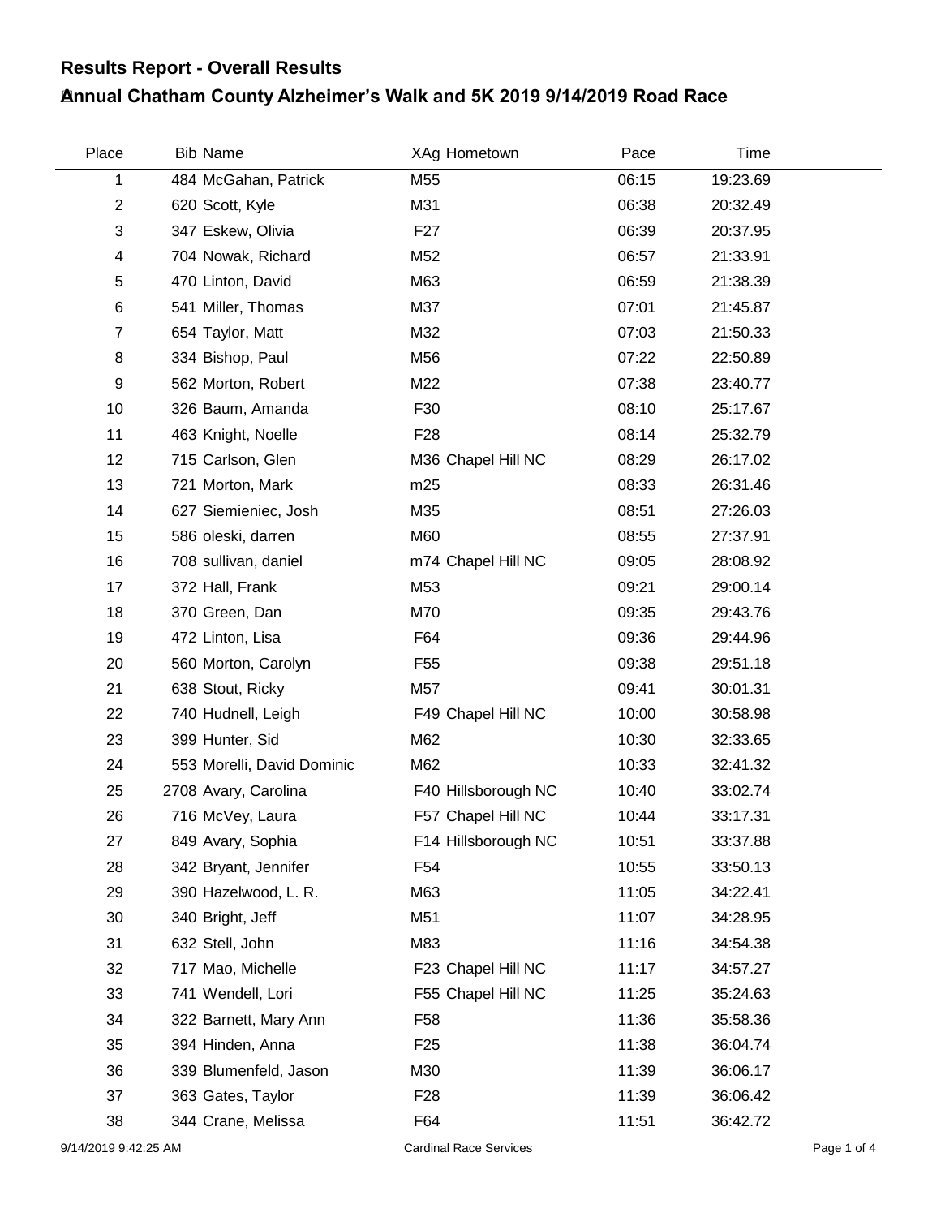## Results Report - Overall Results

## Annual Chatham County Alzheimer's Walk and 5K 2019 9/14/2019 Road Race

| Place | Bib | Name | XAg | Hometown | Pace | Time |
|---|---|---|---|---|---|---|
| 1 | 484 | McGahan, Patrick | M55 | | 06:15 | 19:23.69 |
| 2 | 620 | Scott, Kyle | M31 | | 06:38 | 20:32.49 |
| 3 | 347 | Eskew, Olivia | F27 | | 06:39 | 20:37.95 |
| 4 | 704 | Nowak, Richard | M52 | | 06:57 | 21:33.91 |
| 5 | 470 | Linton, David | M63 | | 06:59 | 21:38.39 |
| 6 | 541 | Miller, Thomas | M37 | | 07:01 | 21:45.87 |
| 7 | 654 | Taylor, Matt | M32 | | 07:03 | 21:50.33 |
| 8 | 334 | Bishop, Paul | M56 | | 07:22 | 22:50.89 |
| 9 | 562 | Morton, Robert | M22 | | 07:38 | 23:40.77 |
| 10 | 326 | Baum, Amanda | F30 | | 08:10 | 25:17.67 |
| 11 | 463 | Knight, Noelle | F28 | | 08:14 | 25:32.79 |
| 12 | 715 | Carlson, Glen | M36 | Chapel Hill NC | 08:29 | 26:17.02 |
| 13 | 721 | Morton, Mark | m25 | | 08:33 | 26:31.46 |
| 14 | 627 | Siemieniec, Josh | M35 | | 08:51 | 27:26.03 |
| 15 | 586 | oleski, darren | M60 | | 08:55 | 27:37.91 |
| 16 | 708 | sullivan, daniel | m74 | Chapel Hill NC | 09:05 | 28:08.92 |
| 17 | 372 | Hall, Frank | M53 | | 09:21 | 29:00.14 |
| 18 | 370 | Green, Dan | M70 | | 09:35 | 29:43.76 |
| 19 | 472 | Linton, Lisa | F64 | | 09:36 | 29:44.96 |
| 20 | 560 | Morton, Carolyn | F55 | | 09:38 | 29:51.18 |
| 21 | 638 | Stout, Ricky | M57 | | 09:41 | 30:01.31 |
| 22 | 740 | Hudnell, Leigh | F49 | Chapel Hill NC | 10:00 | 30:58.98 |
| 23 | 399 | Hunter, Sid | M62 | | 10:30 | 32:33.65 |
| 24 | 553 | Morelli, David Dominic | M62 | | 10:33 | 32:41.32 |
| 25 | 2708 | Avary, Carolina | F40 | Hillsborough NC | 10:40 | 33:02.74 |
| 26 | 716 | McVey, Laura | F57 | Chapel Hill NC | 10:44 | 33:17.31 |
| 27 | 849 | Avary, Sophia | F14 | Hillsborough NC | 10:51 | 33:37.88 |
| 28 | 342 | Bryant, Jennifer | F54 | | 10:55 | 33:50.13 |
| 29 | 390 | Hazelwood, L. R. | M63 | | 11:05 | 34:22.41 |
| 30 | 340 | Bright, Jeff | M51 | | 11:07 | 34:28.95 |
| 31 | 632 | Stell, John | M83 | | 11:16 | 34:54.38 |
| 32 | 717 | Mao, Michelle | F23 | Chapel Hill NC | 11:17 | 34:57.27 |
| 33 | 741 | Wendell, Lori | F55 | Chapel Hill NC | 11:25 | 35:24.63 |
| 34 | 322 | Barnett, Mary Ann | F58 | | 11:36 | 35:58.36 |
| 35 | 394 | Hinden, Anna | F25 | | 11:38 | 36:04.74 |
| 36 | 339 | Blumenfeld, Jason | M30 | | 11:39 | 36:06.17 |
| 37 | 363 | Gates, Taylor | F28 | | 11:39 | 36:06.42 |
| 38 | 344 | Crane, Melissa | F64 | | 11:51 | 36:42.72 |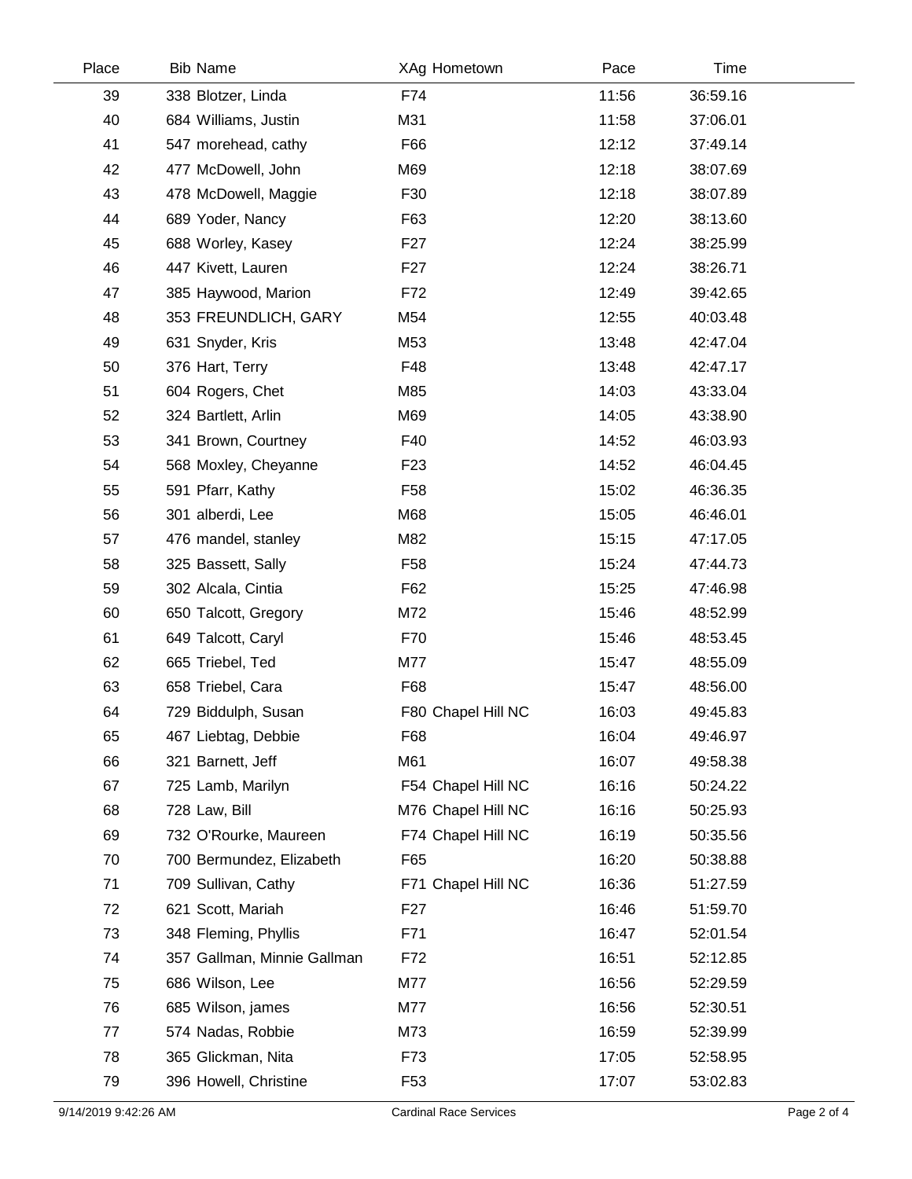| Place | Bib | Name | XAg | Hometown | Pace | Time |
|---|---|---|---|---|---|---|
| 39 | 338 | Blotzer, Linda | F74 | | 11:56 | 36:59.16 |
| 40 | 684 | Williams, Justin | M31 | | 11:58 | 37:06.01 |
| 41 | 547 | morehead, cathy | F66 | | 12:12 | 37:49.14 |
| 42 | 477 | McDowell, John | M69 | | 12:18 | 38:07.69 |
| 43 | 478 | McDowell, Maggie | F30 | | 12:18 | 38:07.89 |
| 44 | 689 | Yoder, Nancy | F63 | | 12:20 | 38:13.60 |
| 45 | 688 | Worley, Kasey | F27 | | 12:24 | 38:25.99 |
| 46 | 447 | Kivett, Lauren | F27 | | 12:24 | 38:26.71 |
| 47 | 385 | Haywood, Marion | F72 | | 12:49 | 39:42.65 |
| 48 | 353 | FREUNDLICH, GARY | M54 | | 12:55 | 40:03.48 |
| 49 | 631 | Snyder, Kris | M53 | | 13:48 | 42:47.04 |
| 50 | 376 | Hart, Terry | F48 | | 13:48 | 42:47.17 |
| 51 | 604 | Rogers, Chet | M85 | | 14:03 | 43:33.04 |
| 52 | 324 | Bartlett, Arlin | M69 | | 14:05 | 43:38.90 |
| 53 | 341 | Brown, Courtney | F40 | | 14:52 | 46:03.93 |
| 54 | 568 | Moxley, Cheyanne | F23 | | 14:52 | 46:04.45 |
| 55 | 591 | Pfarr, Kathy | F58 | | 15:02 | 46:36.35 |
| 56 | 301 | alberdi, Lee | M68 | | 15:05 | 46:46.01 |
| 57 | 476 | mandel, stanley | M82 | | 15:15 | 47:17.05 |
| 58 | 325 | Bassett, Sally | F58 | | 15:24 | 47:44.73 |
| 59 | 302 | Alcala, Cintia | F62 | | 15:25 | 47:46.98 |
| 60 | 650 | Talcott, Gregory | M72 | | 15:46 | 48:52.99 |
| 61 | 649 | Talcott, Caryl | F70 | | 15:46 | 48:53.45 |
| 62 | 665 | Triebel, Ted | M77 | | 15:47 | 48:55.09 |
| 63 | 658 | Triebel, Cara | F68 | | 15:47 | 48:56.00 |
| 64 | 729 | Biddulph, Susan | F80 | Chapel Hill NC | 16:03 | 49:45.83 |
| 65 | 467 | Liebtag, Debbie | F68 | | 16:04 | 49:46.97 |
| 66 | 321 | Barnett, Jeff | M61 | | 16:07 | 49:58.38 |
| 67 | 725 | Lamb, Marilyn | F54 | Chapel Hill NC | 16:16 | 50:24.22 |
| 68 | 728 | Law, Bill | M76 | Chapel Hill NC | 16:16 | 50:25.93 |
| 69 | 732 | O'Rourke, Maureen | F74 | Chapel Hill NC | 16:19 | 50:35.56 |
| 70 | 700 | Bermundez, Elizabeth | F65 | | 16:20 | 50:38.88 |
| 71 | 709 | Sullivan, Cathy | F71 | Chapel Hill NC | 16:36 | 51:27.59 |
| 72 | 621 | Scott, Mariah | F27 | | 16:46 | 51:59.70 |
| 73 | 348 | Fleming, Phyllis | F71 | | 16:47 | 52:01.54 |
| 74 | 357 | Gallman, Minnie Gallman | F72 | | 16:51 | 52:12.85 |
| 75 | 686 | Wilson, Lee | M77 | | 16:56 | 52:29.59 |
| 76 | 685 | Wilson, james | M77 | | 16:56 | 52:30.51 |
| 77 | 574 | Nadas, Robbie | M73 | | 16:59 | 52:39.99 |
| 78 | 365 | Glickman, Nita | F73 | | 17:05 | 52:58.95 |
| 79 | 396 | Howell, Christine | F53 | | 17:07 | 53:02.83 |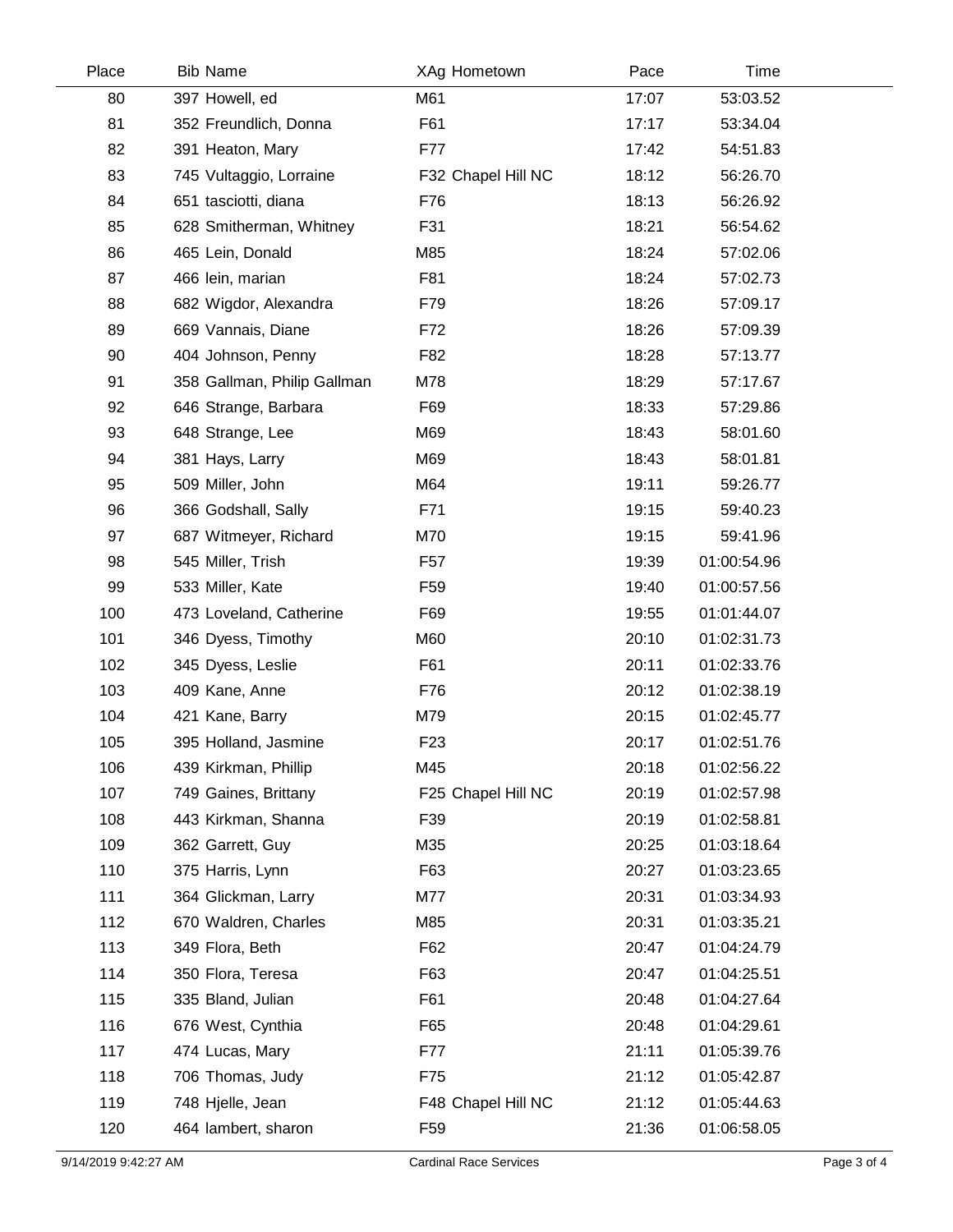| Place | Bib | Name | XAg | Hometown | Pace | Time |
|---|---|---|---|---|---|---|
| 80 | 397 | Howell, ed | M61 | | 17:07 | 53:03.52 |
| 81 | 352 | Freundlich, Donna | F61 | | 17:17 | 53:34.04 |
| 82 | 391 | Heaton, Mary | F77 | | 17:42 | 54:51.83 |
| 83 | 745 | Vultaggio, Lorraine | F32 | Chapel Hill NC | 18:12 | 56:26.70 |
| 84 | 651 | tasciotti, diana | F76 | | 18:13 | 56:26.92 |
| 85 | 628 | Smitherman, Whitney | F31 | | 18:21 | 56:54.62 |
| 86 | 465 | Lein, Donald | M85 | | 18:24 | 57:02.06 |
| 87 | 466 | lein, marian | F81 | | 18:24 | 57:02.73 |
| 88 | 682 | Wigdor, Alexandra | F79 | | 18:26 | 57:09.17 |
| 89 | 669 | Vannais, Diane | F72 | | 18:26 | 57:09.39 |
| 90 | 404 | Johnson, Penny | F82 | | 18:28 | 57:13.77 |
| 91 | 358 | Gallman, Philip Gallman | M78 | | 18:29 | 57:17.67 |
| 92 | 646 | Strange, Barbara | F69 | | 18:33 | 57:29.86 |
| 93 | 648 | Strange, Lee | M69 | | 18:43 | 58:01.60 |
| 94 | 381 | Hays, Larry | M69 | | 18:43 | 58:01.81 |
| 95 | 509 | Miller, John | M64 | | 19:11 | 59:26.77 |
| 96 | 366 | Godshall, Sally | F71 | | 19:15 | 59:40.23 |
| 97 | 687 | Witmeyer, Richard | M70 | | 19:15 | 59:41.96 |
| 98 | 545 | Miller, Trish | F57 | | 19:39 | 01:00:54.96 |
| 99 | 533 | Miller, Kate | F59 | | 19:40 | 01:00:57.56 |
| 100 | 473 | Loveland, Catherine | F69 | | 19:55 | 01:01:44.07 |
| 101 | 346 | Dyess, Timothy | M60 | | 20:10 | 01:02:31.73 |
| 102 | 345 | Dyess, Leslie | F61 | | 20:11 | 01:02:33.76 |
| 103 | 409 | Kane, Anne | F76 | | 20:12 | 01:02:38.19 |
| 104 | 421 | Kane, Barry | M79 | | 20:15 | 01:02:45.77 |
| 105 | 395 | Holland, Jasmine | F23 | | 20:17 | 01:02:51.76 |
| 106 | 439 | Kirkman, Phillip | M45 | | 20:18 | 01:02:56.22 |
| 107 | 749 | Gaines, Brittany | F25 | Chapel Hill NC | 20:19 | 01:02:57.98 |
| 108 | 443 | Kirkman, Shanna | F39 | | 20:19 | 01:02:58.81 |
| 109 | 362 | Garrett, Guy | M35 | | 20:25 | 01:03:18.64 |
| 110 | 375 | Harris, Lynn | F63 | | 20:27 | 01:03:23.65 |
| 111 | 364 | Glickman, Larry | M77 | | 20:31 | 01:03:34.93 |
| 112 | 670 | Waldren, Charles | M85 | | 20:31 | 01:03:35.21 |
| 113 | 349 | Flora, Beth | F62 | | 20:47 | 01:04:24.79 |
| 114 | 350 | Flora, Teresa | F63 | | 20:47 | 01:04:25.51 |
| 115 | 335 | Bland, Julian | F61 | | 20:48 | 01:04:27.64 |
| 116 | 676 | West, Cynthia | F65 | | 20:48 | 01:04:29.61 |
| 117 | 474 | Lucas, Mary | F77 | | 21:11 | 01:05:39.76 |
| 118 | 706 | Thomas, Judy | F75 | | 21:12 | 01:05:42.87 |
| 119 | 748 | Hjelle, Jean | F48 | Chapel Hill NC | 21:12 | 01:05:44.63 |
| 120 | 464 | lambert, sharon | F59 | | 21:36 | 01:06:58.05 |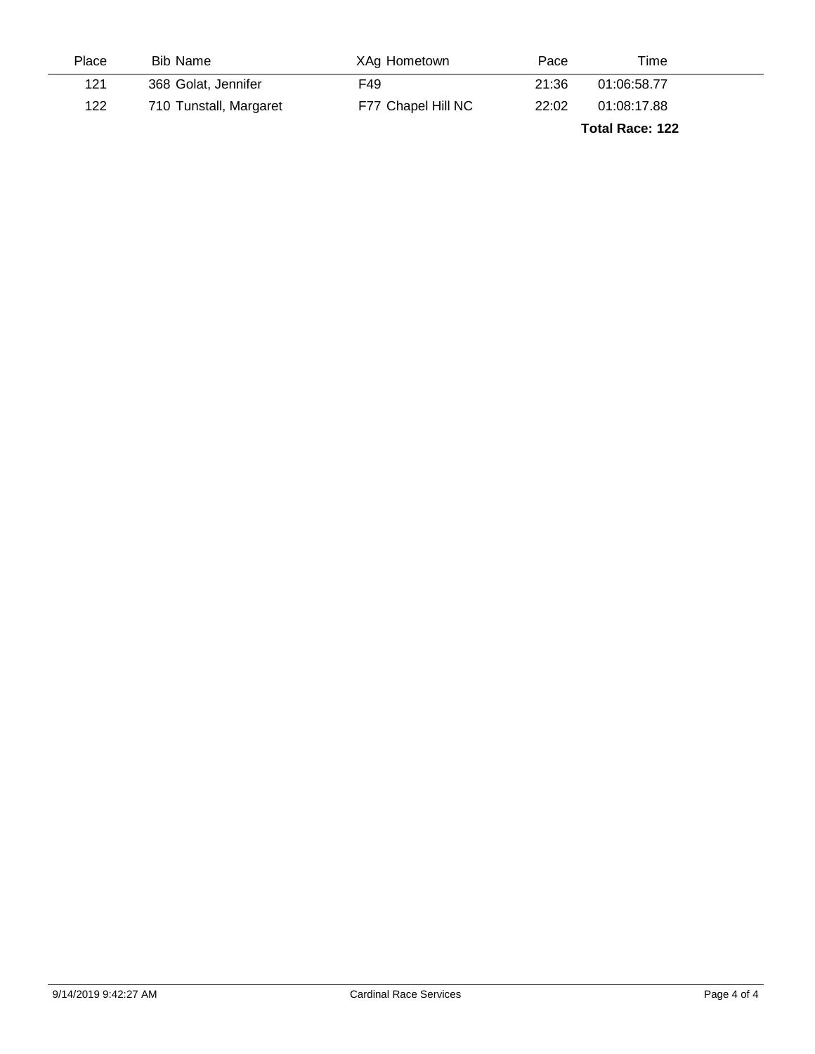| Place | Bib | Name | XAg | Hometown | Pace | Time |
|---|---|---|---|---|---|---|
| 121 | 368 | Golat, Jennifer | F49 | | 21:36 | 01:06:58.77 |
| 122 | 710 | Tunstall, Margaret | F77 | Chapel Hill NC | 22:02 | 01:08:17.88 |

**Total Race: 122**